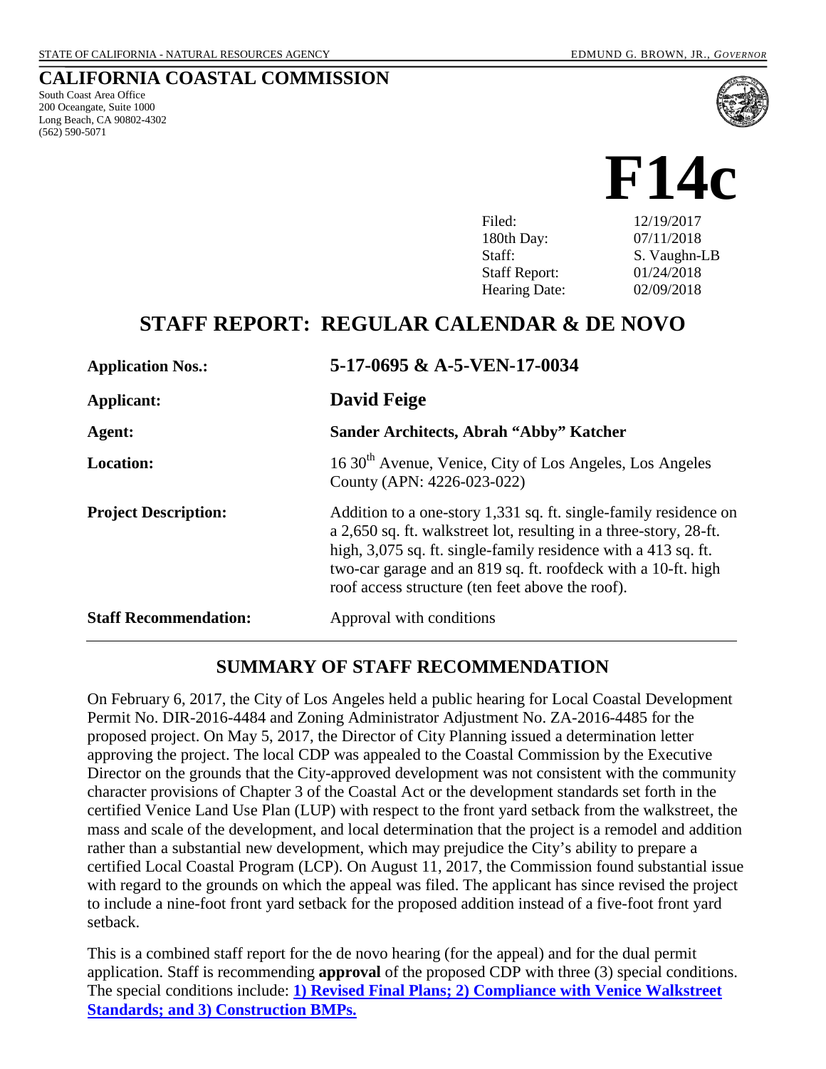STATE OF CALIFORNIA - NATURAL RESOURCES AGENCY EDMUND G. BROWN, JR., *GOVERNOR*

# CALIFORNIA COASTAL COMMISSION

South Coast Area Office
200 Oceangate, Suite 1000
Long Beach, CA 90802-4302
(562) 590-5071

# F14c

| | |
|---|---|
| Filed: | 12/19/2017 |
| 180th Day: | 07/11/2018 |
| Staff: | S. Vaughn-LB |
| Staff Report: | 01/24/2018 |
| Hearing Date: | 02/09/2018 |

## STAFF REPORT: REGULAR CALENDAR & DE NOVO

| | |
|---|---|
| **Application Nos.:** | **5-17-0695 & A-5-VEN-17-0034** |
| **Applicant:** | **David Feige** |
| **Agent:** | **Sander Architects, Abrah "Abby" Katcher** |
| **Location:** | 16 30th Avenue, Venice, City of Los Angeles, Los Angeles County (APN: 4226-023-022) |
| **Project Description:** | Addition to a one-story 1,331 sq. ft. single-family residence on a 2,650 sq. ft. walkstreet lot, resulting in a three-story, 28-ft. high, 3,075 sq. ft. single-family residence with a 413 sq. ft. two-car garage and an 819 sq. ft. roofdeck with a 10-ft. high roof access structure (ten feet above the roof). |
| **Staff Recommendation:** | Approval with conditions |

## SUMMARY OF STAFF RECOMMENDATION

On February 6, 2017, the City of Los Angeles held a public hearing for Local Coastal Development Permit No. DIR-2016-4484 and Zoning Administrator Adjustment No. ZA-2016-4485 for the proposed project. On May 5, 2017, the Director of City Planning issued a determination letter approving the project. The local CDP was appealed to the Coastal Commission by the Executive Director on the grounds that the City-approved development was not consistent with the community character provisions of Chapter 3 of the Coastal Act or the development standards set forth in the certified Venice Land Use Plan (LUP) with respect to the front yard setback from the walkstreet, the mass and scale of the development, and local determination that the project is a remodel and addition rather than a substantial new development, which may prejudice the City's ability to prepare a certified Local Coastal Program (LCP). On August 11, 2017, the Commission found substantial issue with regard to the grounds on which the appeal was filed. The applicant has since revised the project to include a nine-foot front yard setback for the proposed addition instead of a five-foot front yard setback.

This is a combined staff report for the de novo hearing (for the appeal) and for the dual permit application. Staff is recommending **approval** of the proposed CDP with three (3) special conditions. The special conditions include: **1) Revised Final Plans; 2) Compliance with Venice Walkstreet Standards; and 3) Construction BMPs.**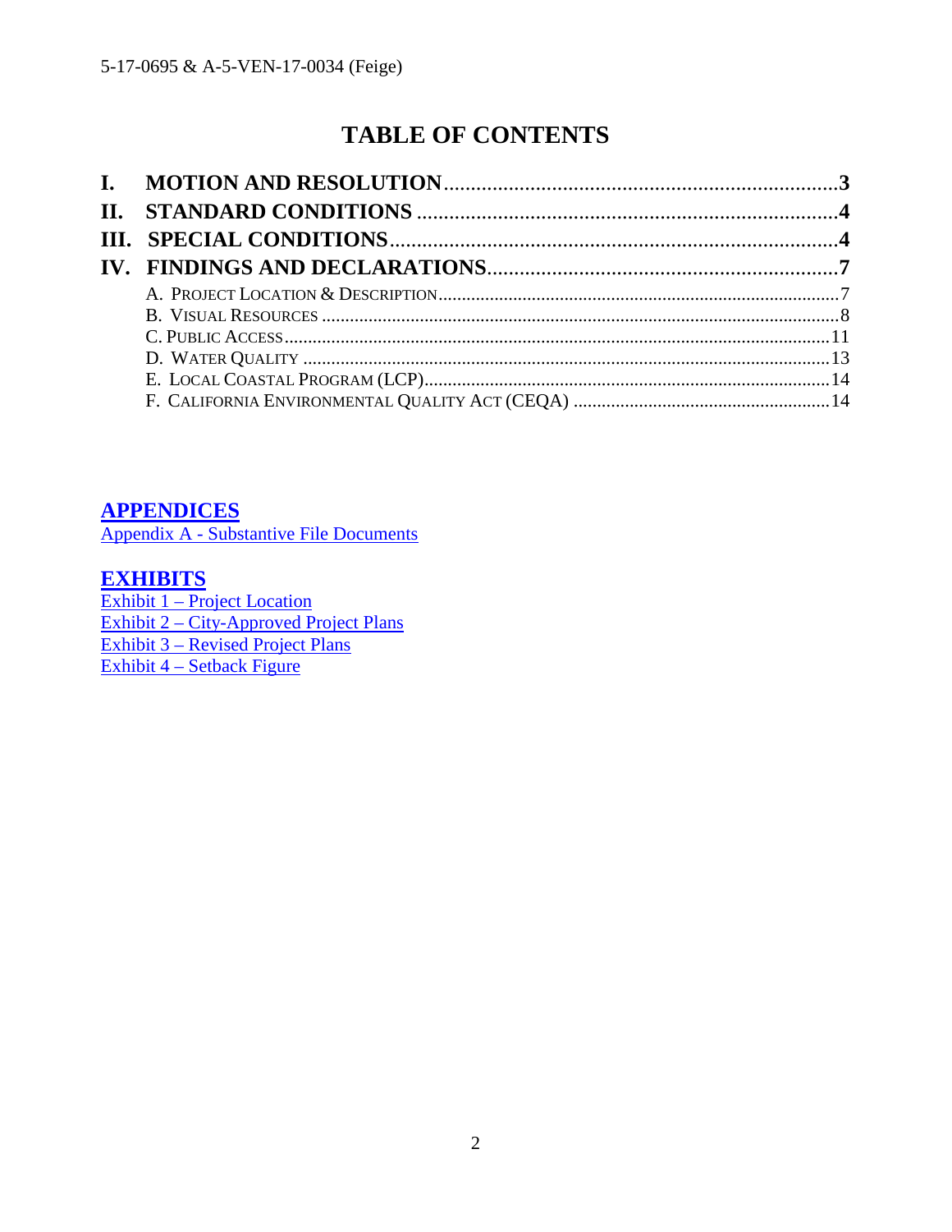# TABLE OF CONTENTS

**I. MOTION AND RESOLUTION** .......................................................................3
**II. STANDARD CONDITIONS** ...........................................................................4
**III. SPECIAL CONDITIONS** ..............................................................................4
**IV. FINDINGS AND DECLARATIONS** ...............................................................7

- A. Project Location & Description .......................................................................7
- B. Visual Resources ..............................................................................................8
- C. Public Access ...................................................................................................11
- D. Water Quality ..................................................................................................13
- E. Local Coastal Program (LCP) ..........................................................................14
- F. California Environmental Quality Act (CEQA) ................................................14

## APPENDICES

Appendix A - Substantive File Documents

## EXHIBITS

Exhibit 1 – Project Location
Exhibit 2 – City-Approved Project Plans
Exhibit 3 – Revised Project Plans
Exhibit 4 – Setback Figure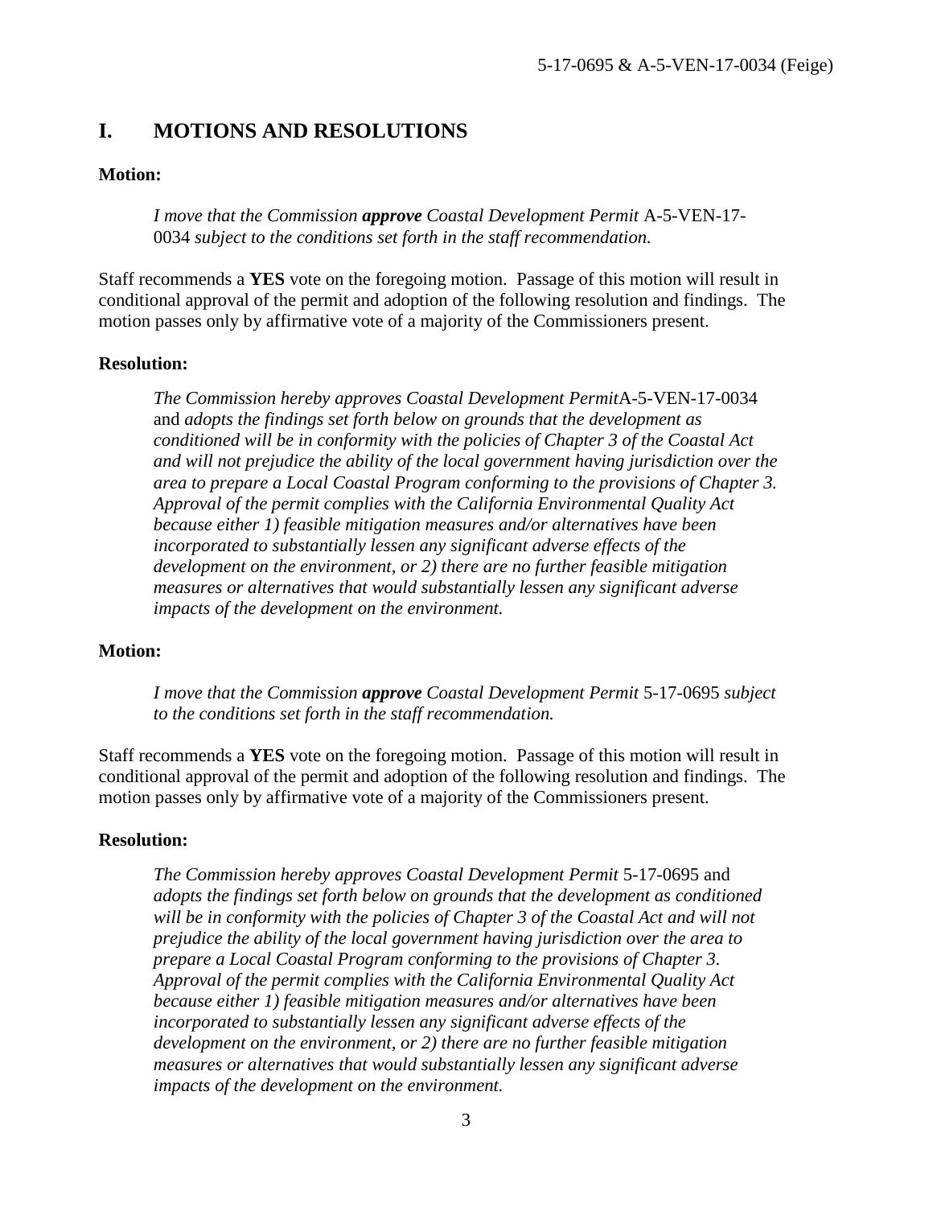# I. MOTIONS AND RESOLUTIONS

**Motion:**

> *I move that the Commission* ***approve*** *Coastal Development Permit* A-5-VEN-17-0034 *subject to the conditions set forth in the staff recommendation.*

Staff recommends a **YES** vote on the foregoing motion. Passage of this motion will result in conditional approval of the permit and adoption of the following resolution and findings. The motion passes only by affirmative vote of a majority of the Commissioners present.

**Resolution:**

> *The Commission hereby approves Coastal Development Permit*A-5-VEN-17-0034 and *adopts the findings set forth below on grounds that the development as conditioned will be in conformity with the policies of Chapter 3 of the Coastal Act and will not prejudice the ability of the local government having jurisdiction over the area to prepare a Local Coastal Program conforming to the provisions of Chapter 3. Approval of the permit complies with the California Environmental Quality Act because either 1) feasible mitigation measures and/or alternatives have been incorporated to substantially lessen any significant adverse effects of the development on the environment, or 2) there are no further feasible mitigation measures or alternatives that would substantially lessen any significant adverse impacts of the development on the environment.*

**Motion:**

> *I move that the Commission* ***approve*** *Coastal Development Permit* 5-17-0695 *subject to the conditions set forth in the staff recommendation.*

Staff recommends a **YES** vote on the foregoing motion. Passage of this motion will result in conditional approval of the permit and adoption of the following resolution and findings. The motion passes only by affirmative vote of a majority of the Commissioners present.

**Resolution:**

> *The Commission hereby approves Coastal Development Permit* 5-17-0695 and *adopts the findings set forth below on grounds that the development as conditioned will be in conformity with the policies of Chapter 3 of the Coastal Act and will not prejudice the ability of the local government having jurisdiction over the area to prepare a Local Coastal Program conforming to the provisions of Chapter 3. Approval of the permit complies with the California Environmental Quality Act because either 1) feasible mitigation measures and/or alternatives have been incorporated to substantially lessen any significant adverse effects of the development on the environment, or 2) there are no further feasible mitigation measures or alternatives that would substantially lessen any significant adverse impacts of the development on the environment.*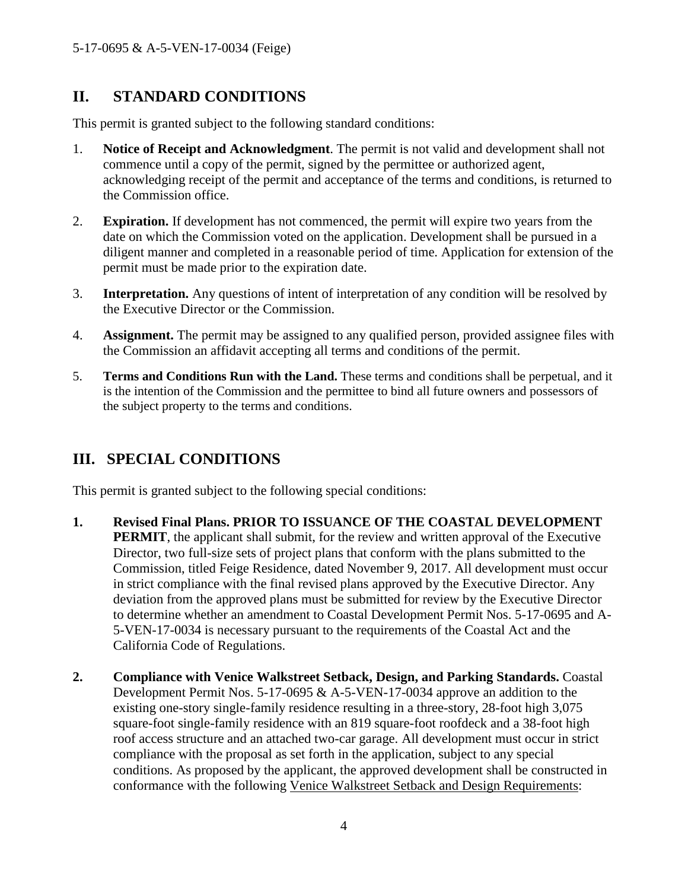## II. STANDARD CONDITIONS

This permit is granted subject to the following standard conditions:

1. **Notice of Receipt and Acknowledgment**. The permit is not valid and development shall not commence until a copy of the permit, signed by the permittee or authorized agent, acknowledging receipt of the permit and acceptance of the terms and conditions, is returned to the Commission office.

2. **Expiration.** If development has not commenced, the permit will expire two years from the date on which the Commission voted on the application. Development shall be pursued in a diligent manner and completed in a reasonable period of time. Application for extension of the permit must be made prior to the expiration date.

3. **Interpretation.** Any questions of intent of interpretation of any condition will be resolved by the Executive Director or the Commission.

4. **Assignment.** The permit may be assigned to any qualified person, provided assignee files with the Commission an affidavit accepting all terms and conditions of the permit.

5. **Terms and Conditions Run with the Land.** These terms and conditions shall be perpetual, and it is the intention of the Commission and the permittee to bind all future owners and possessors of the subject property to the terms and conditions.

## III. SPECIAL CONDITIONS

This permit is granted subject to the following special conditions:

1. **Revised Final Plans. PRIOR TO ISSUANCE OF THE COASTAL DEVELOPMENT PERMIT**, the applicant shall submit, for the review and written approval of the Executive Director, two full-size sets of project plans that conform with the plans submitted to the Commission, titled Feige Residence, dated November 9, 2017. All development must occur in strict compliance with the final revised plans approved by the Executive Director. Any deviation from the approved plans must be submitted for review by the Executive Director to determine whether an amendment to Coastal Development Permit Nos. 5-17-0695 and A-5-VEN-17-0034 is necessary pursuant to the requirements of the Coastal Act and the California Code of Regulations.

2. **Compliance with Venice Walkstreet Setback, Design, and Parking Standards.** Coastal Development Permit Nos. 5-17-0695 & A-5-VEN-17-0034 approve an addition to the existing one-story single-family residence resulting in a three-story, 28-foot high 3,075 square-foot single-family residence with an 819 square-foot roofdeck and a 38-foot high roof access structure and an attached two-car garage. All development must occur in strict compliance with the proposal as set forth in the application, subject to any special conditions. As proposed by the applicant, the approved development shall be constructed in conformance with the following Venice Walkstreet Setback and Design Requirements: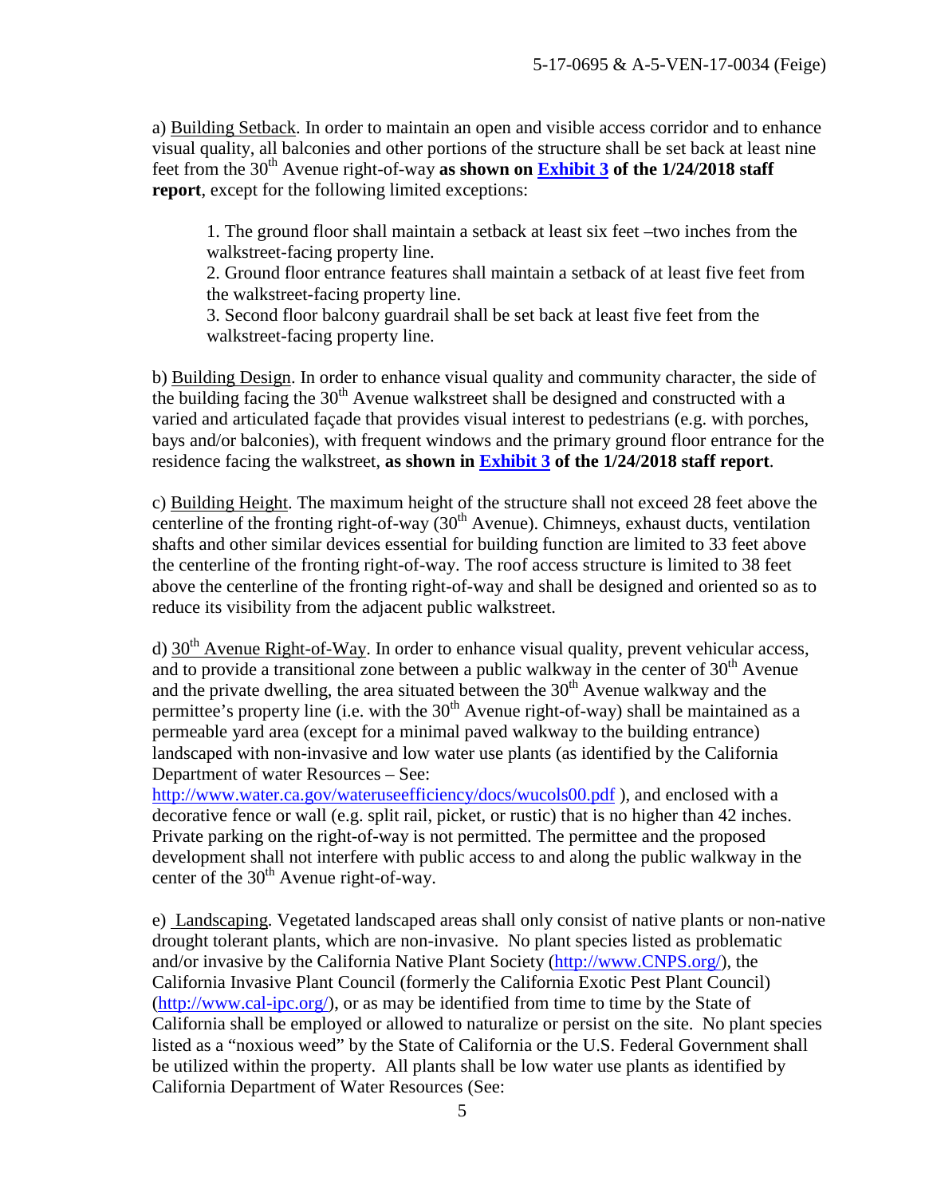a) Building Setback. In order to maintain an open and visible access corridor and to enhance visual quality, all balconies and other portions of the structure shall be set back at least nine feet from the 30th Avenue right-of-way **as shown on [Exhibit 3](#) of the 1/24/2018 staff report**, except for the following limited exceptions:

1. The ground floor shall maintain a setback at least six feet –two inches from the walkstreet-facing property line.
2. Ground floor entrance features shall maintain a setback of at least five feet from the walkstreet-facing property line.
3. Second floor balcony guardrail shall be set back at least five feet from the walkstreet-facing property line.

b) Building Design. In order to enhance visual quality and community character, the side of the building facing the 30th Avenue walkstreet shall be designed and constructed with a varied and articulated façade that provides visual interest to pedestrians (e.g. with porches, bays and/or balconies), with frequent windows and the primary ground floor entrance for the residence facing the walkstreet, **as shown in [Exhibit 3](#) of the 1/24/2018 staff report**.

c) Building Height. The maximum height of the structure shall not exceed 28 feet above the centerline of the fronting right-of-way (30th Avenue). Chimneys, exhaust ducts, ventilation shafts and other similar devices essential for building function are limited to 33 feet above the centerline of the fronting right-of-way. The roof access structure is limited to 38 feet above the centerline of the fronting right-of-way and shall be designed and oriented so as to reduce its visibility from the adjacent public walkstreet.

d) 30th Avenue Right-of-Way. In order to enhance visual quality, prevent vehicular access, and to provide a transitional zone between a public walkway in the center of 30th Avenue and the private dwelling, the area situated between the 30th Avenue walkway and the permittee's property line (i.e. with the 30th Avenue right-of-way) shall be maintained as a permeable yard area (except for a minimal paved walkway to the building entrance) landscaped with non-invasive and low water use plants (as identified by the California Department of water Resources – See: http://www.water.ca.gov/wateruseefficiency/docs/wucols00.pdf ), and enclosed with a decorative fence or wall (e.g. split rail, picket, or rustic) that is no higher than 42 inches. Private parking on the right-of-way is not permitted. The permittee and the proposed development shall not interfere with public access to and along the public walkway in the center of the 30th Avenue right-of-way.

e) Landscaping. Vegetated landscaped areas shall only consist of native plants or non-native drought tolerant plants, which are non-invasive. No plant species listed as problematic and/or invasive by the California Native Plant Society (http://www.CNPS.org/), the California Invasive Plant Council (formerly the California Exotic Pest Plant Council) (http://www.cal-ipc.org/), or as may be identified from time to time by the State of California shall be employed or allowed to naturalize or persist on the site. No plant species listed as a "noxious weed" by the State of California or the U.S. Federal Government shall be utilized within the property. All plants shall be low water use plants as identified by California Department of Water Resources (See: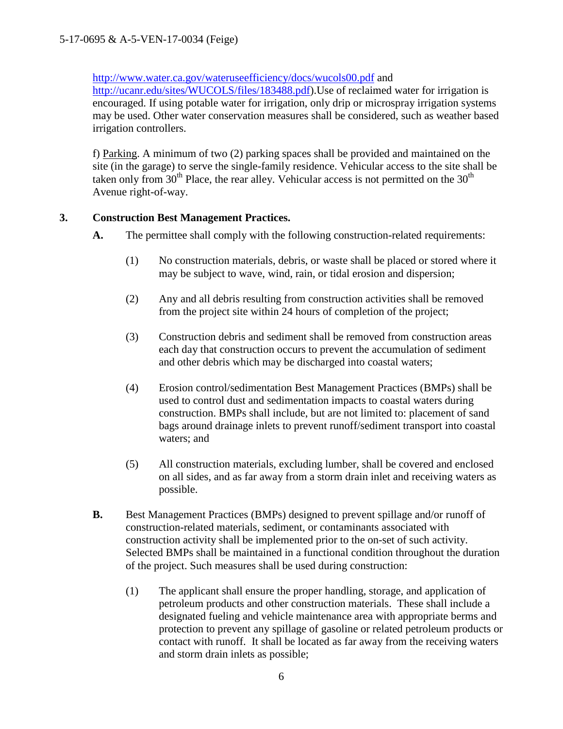http://www.water.ca.gov/wateruseefficiency/docs/wucols00.pdf and http://ucanr.edu/sites/WUCOLS/files/183488.pdf).Use of reclaimed water for irrigation is encouraged. If using potable water for irrigation, only drip or microspray irrigation systems may be used. Other water conservation measures shall be considered, such as weather based irrigation controllers.

f) Parking. A minimum of two (2) parking spaces shall be provided and maintained on the site (in the garage) to serve the single-family residence. Vehicular access to the site shall be taken only from 30th Place, the rear alley. Vehicular access is not permitted on the 30th Avenue right-of-way.

**3. Construction Best Management Practices.**

**A.** The permittee shall comply with the following construction-related requirements:

(1) No construction materials, debris, or waste shall be placed or stored where it may be subject to wave, wind, rain, or tidal erosion and dispersion;

(2) Any and all debris resulting from construction activities shall be removed from the project site within 24 hours of completion of the project;

(3) Construction debris and sediment shall be removed from construction areas each day that construction occurs to prevent the accumulation of sediment and other debris which may be discharged into coastal waters;

(4) Erosion control/sedimentation Best Management Practices (BMPs) shall be used to control dust and sedimentation impacts to coastal waters during construction. BMPs shall include, but are not limited to: placement of sand bags around drainage inlets to prevent runoff/sediment transport into coastal waters; and

(5) All construction materials, excluding lumber, shall be covered and enclosed on all sides, and as far away from a storm drain inlet and receiving waters as possible.

**B.** Best Management Practices (BMPs) designed to prevent spillage and/or runoff of construction-related materials, sediment, or contaminants associated with construction activity shall be implemented prior to the on-set of such activity. Selected BMPs shall be maintained in a functional condition throughout the duration of the project. Such measures shall be used during construction:

(1) The applicant shall ensure the proper handling, storage, and application of petroleum products and other construction materials. These shall include a designated fueling and vehicle maintenance area with appropriate berms and protection to prevent any spillage of gasoline or related petroleum products or contact with runoff. It shall be located as far away from the receiving waters and storm drain inlets as possible;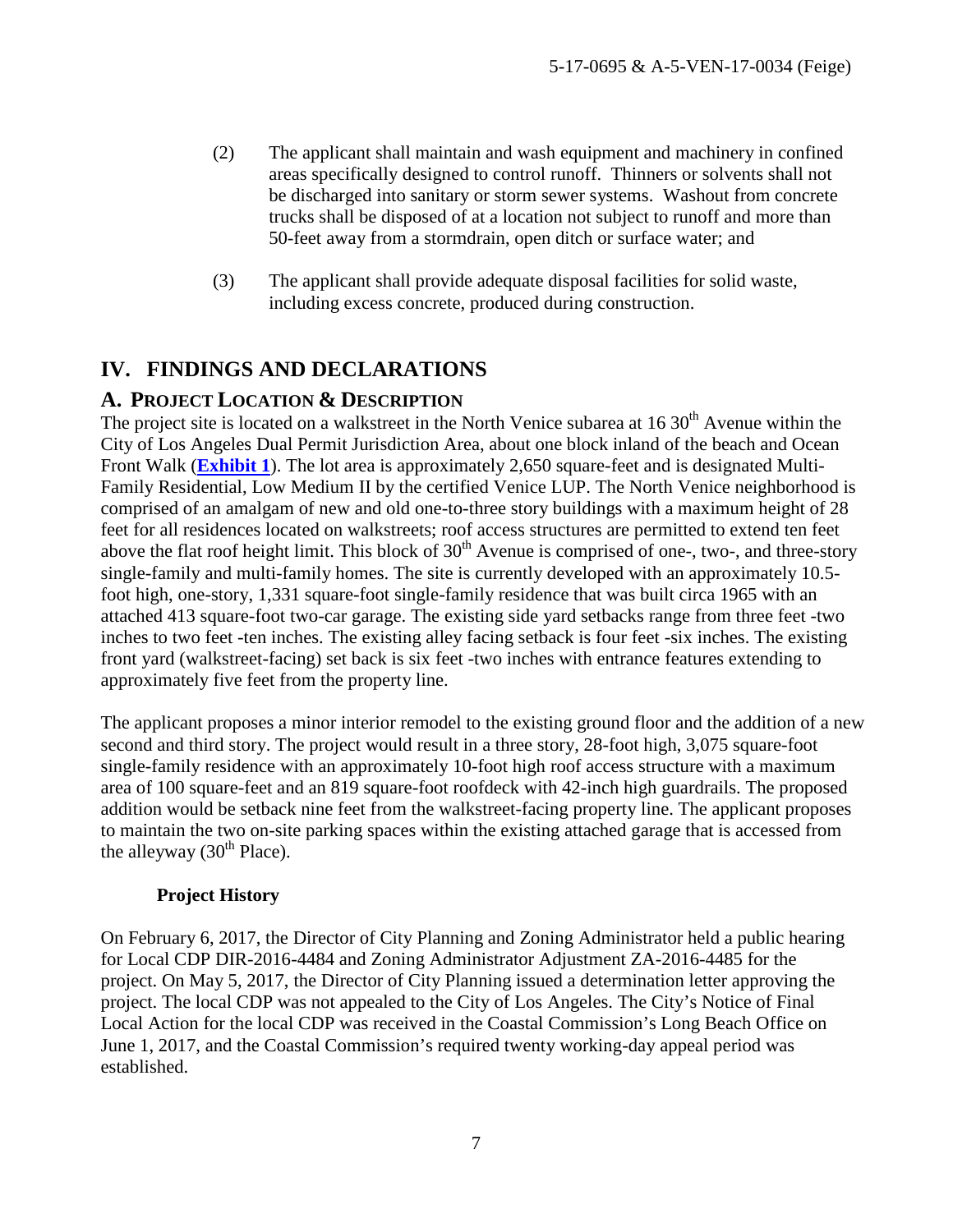(2) The applicant shall maintain and wash equipment and machinery in confined areas specifically designed to control runoff. Thinners or solvents shall not be discharged into sanitary or storm sewer systems. Washout from concrete trucks shall be disposed of at a location not subject to runoff and more than 50-feet away from a stormdrain, open ditch or surface water; and

(3) The applicant shall provide adequate disposal facilities for solid waste, including excess concrete, produced during construction.

## IV. FINDINGS AND DECLARATIONS

### A. PROJECT LOCATION & DESCRIPTION

The project site is located on a walkstreet in the North Venice subarea at 16 30th Avenue within the City of Los Angeles Dual Permit Jurisdiction Area, about one block inland of the beach and Ocean Front Walk (**Exhibit 1**). The lot area is approximately 2,650 square-feet and is designated Multi-Family Residential, Low Medium II by the certified Venice LUP. The North Venice neighborhood is comprised of an amalgam of new and old one-to-three story buildings with a maximum height of 28 feet for all residences located on walkstreets; roof access structures are permitted to extend ten feet above the flat roof height limit. This block of 30th Avenue is comprised of one-, two-, and three-story single-family and multi-family homes. The site is currently developed with an approximately 10.5-foot high, one-story, 1,331 square-foot single-family residence that was built circa 1965 with an attached 413 square-foot two-car garage. The existing side yard setbacks range from three feet -two inches to two feet -ten inches. The existing alley facing setback is four feet -six inches. The existing front yard (walkstreet-facing) set back is six feet -two inches with entrance features extending to approximately five feet from the property line.

The applicant proposes a minor interior remodel to the existing ground floor and the addition of a new second and third story. The project would result in a three story, 28-foot high, 3,075 square-foot single-family residence with an approximately 10-foot high roof access structure with a maximum area of 100 square-feet and an 819 square-foot roofdeck with 42-inch high guardrails. The proposed addition would be setback nine feet from the walkstreet-facing property line. The applicant proposes to maintain the two on-site parking spaces within the existing attached garage that is accessed from the alleyway (30th Place).

#### Project History

On February 6, 2017, the Director of City Planning and Zoning Administrator held a public hearing for Local CDP DIR-2016-4484 and Zoning Administrator Adjustment ZA-2016-4485 for the project. On May 5, 2017, the Director of City Planning issued a determination letter approving the project. The local CDP was not appealed to the City of Los Angeles. The City's Notice of Final Local Action for the local CDP was received in the Coastal Commission's Long Beach Office on June 1, 2017, and the Coastal Commission's required twenty working-day appeal period was established.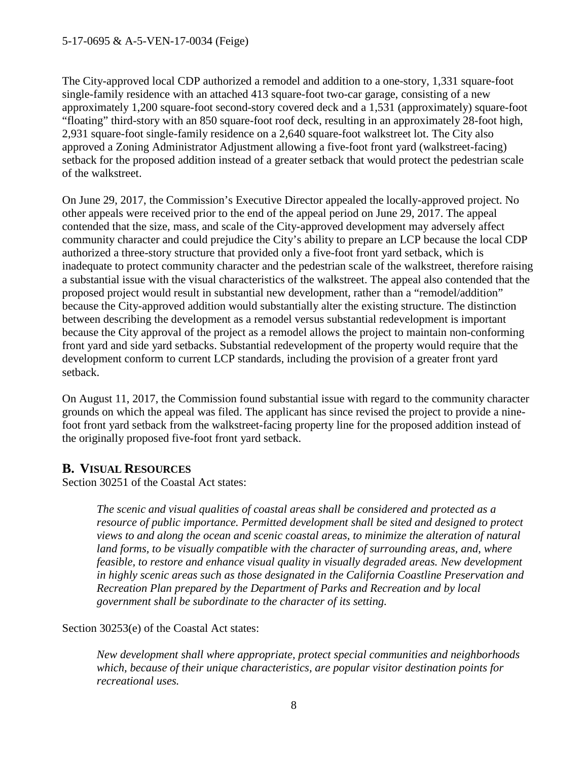The City-approved local CDP authorized a remodel and addition to a one-story, 1,331 square-foot single-family residence with an attached 413 square-foot two-car garage, consisting of a new approximately 1,200 square-foot second-story covered deck and a 1,531 (approximately) square-foot "floating" third-story with an 850 square-foot roof deck, resulting in an approximately 28-foot high, 2,931 square-foot single-family residence on a 2,640 square-foot walkstreet lot. The City also approved a Zoning Administrator Adjustment allowing a five-foot front yard (walkstreet-facing) setback for the proposed addition instead of a greater setback that would protect the pedestrian scale of the walkstreet.

On June 29, 2017, the Commission's Executive Director appealed the locally-approved project. No other appeals were received prior to the end of the appeal period on June 29, 2017. The appeal contended that the size, mass, and scale of the City-approved development may adversely affect community character and could prejudice the City's ability to prepare an LCP because the local CDP authorized a three-story structure that provided only a five-foot front yard setback, which is inadequate to protect community character and the pedestrian scale of the walkstreet, therefore raising a substantial issue with the visual characteristics of the walkstreet. The appeal also contended that the proposed project would result in substantial new development, rather than a "remodel/addition" because the City-approved addition would substantially alter the existing structure. The distinction between describing the development as a remodel versus substantial redevelopment is important because the City approval of the project as a remodel allows the project to maintain non-conforming front yard and side yard setbacks. Substantial redevelopment of the property would require that the development conform to current LCP standards, including the provision of a greater front yard setback.

On August 11, 2017, the Commission found substantial issue with regard to the community character grounds on which the appeal was filed. The applicant has since revised the project to provide a nine-foot front yard setback from the walkstreet-facing property line for the proposed addition instead of the originally proposed five-foot front yard setback.

## B. VISUAL RESOURCES

Section 30251 of the Coastal Act states:

> *The scenic and visual qualities of coastal areas shall be considered and protected as a resource of public importance. Permitted development shall be sited and designed to protect views to and along the ocean and scenic coastal areas, to minimize the alteration of natural land forms, to be visually compatible with the character of surrounding areas, and, where feasible, to restore and enhance visual quality in visually degraded areas. New development in highly scenic areas such as those designated in the California Coastline Preservation and Recreation Plan prepared by the Department of Parks and Recreation and by local government shall be subordinate to the character of its setting.*

Section 30253(e) of the Coastal Act states:

> *New development shall where appropriate, protect special communities and neighborhoods which, because of their unique characteristics, are popular visitor destination points for recreational uses.*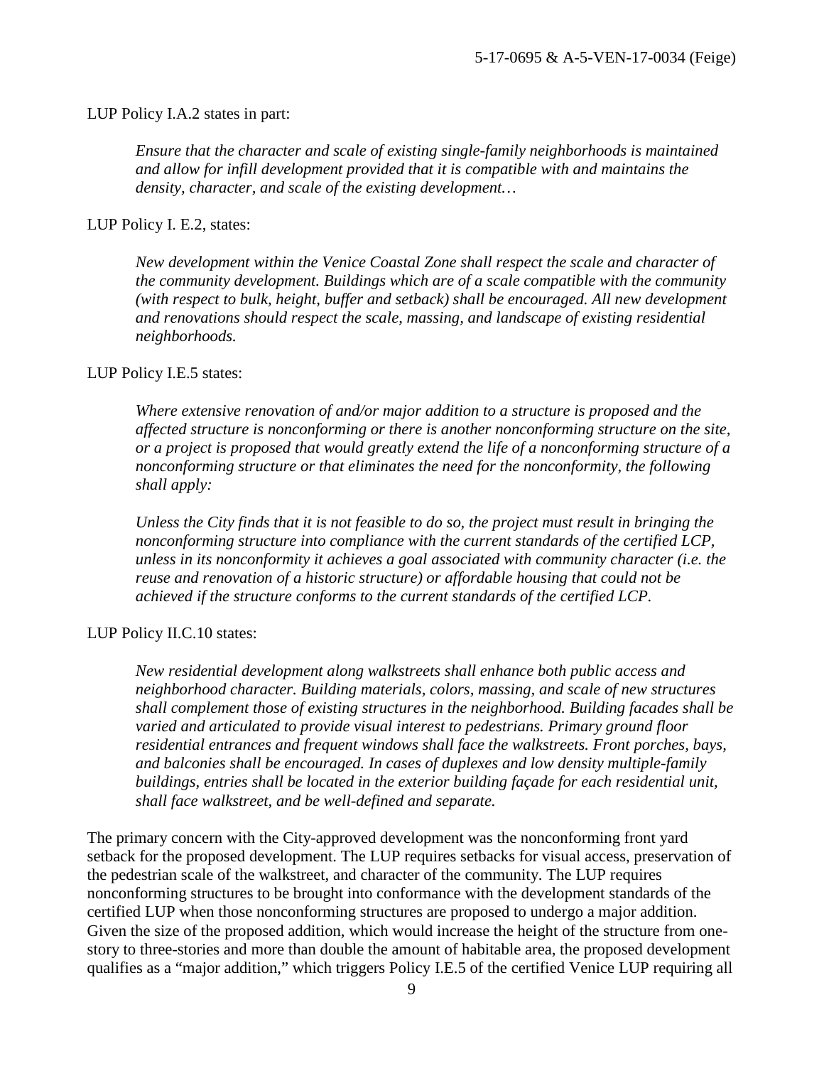LUP Policy I.A.2 states in part:

> *Ensure that the character and scale of existing single-family neighborhoods is maintained and allow for infill development provided that it is compatible with and maintains the density, character, and scale of the existing development…*

LUP Policy I. E.2, states:

> *New development within the Venice Coastal Zone shall respect the scale and character of the community development. Buildings which are of a scale compatible with the community (with respect to bulk, height, buffer and setback) shall be encouraged. All new development and renovations should respect the scale, massing, and landscape of existing residential neighborhoods.*

LUP Policy I.E.5 states:

> *Where extensive renovation of and/or major addition to a structure is proposed and the affected structure is nonconforming or there is another nonconforming structure on the site, or a project is proposed that would greatly extend the life of a nonconforming structure of a nonconforming structure or that eliminates the need for the nonconformity, the following shall apply:*
>
> *Unless the City finds that it is not feasible to do so, the project must result in bringing the nonconforming structure into compliance with the current standards of the certified LCP, unless in its nonconformity it achieves a goal associated with community character (i.e. the reuse and renovation of a historic structure) or affordable housing that could not be achieved if the structure conforms to the current standards of the certified LCP.*

LUP Policy II.C.10 states:

> *New residential development along walkstreets shall enhance both public access and neighborhood character. Building materials, colors, massing, and scale of new structures shall complement those of existing structures in the neighborhood. Building facades shall be varied and articulated to provide visual interest to pedestrians. Primary ground floor residential entrances and frequent windows shall face the walkstreets. Front porches, bays, and balconies shall be encouraged. In cases of duplexes and low density multiple-family buildings, entries shall be located in the exterior building façade for each residential unit, shall face walkstreet, and be well-defined and separate.*

The primary concern with the City-approved development was the nonconforming front yard setback for the proposed development. The LUP requires setbacks for visual access, preservation of the pedestrian scale of the walkstreet, and character of the community. The LUP requires nonconforming structures to be brought into conformance with the development standards of the certified LUP when those nonconforming structures are proposed to undergo a major addition. Given the size of the proposed addition, which would increase the height of the structure from one-story to three-stories and more than double the amount of habitable area, the proposed development qualifies as a "major addition," which triggers Policy I.E.5 of the certified Venice LUP requiring all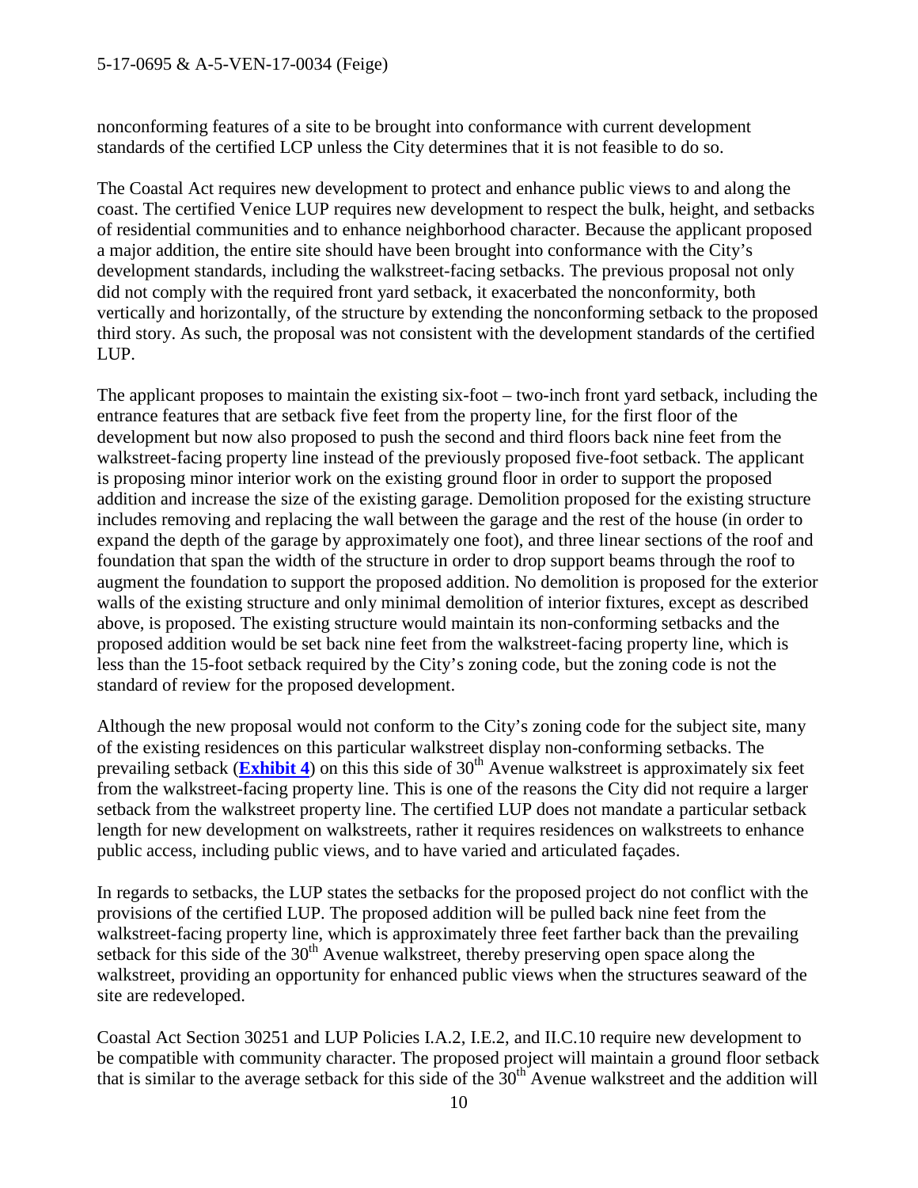nonconforming features of a site to be brought into conformance with current development standards of the certified LCP unless the City determines that it is not feasible to do so.

The Coastal Act requires new development to protect and enhance public views to and along the coast. The certified Venice LUP requires new development to respect the bulk, height, and setbacks of residential communities and to enhance neighborhood character. Because the applicant proposed a major addition, the entire site should have been brought into conformance with the City's development standards, including the walkstreet-facing setbacks. The previous proposal not only did not comply with the required front yard setback, it exacerbated the nonconformity, both vertically and horizontally, of the structure by extending the nonconforming setback to the proposed third story. As such, the proposal was not consistent with the development standards of the certified LUP.

The applicant proposes to maintain the existing six-foot – two-inch front yard setback, including the entrance features that are setback five feet from the property line, for the first floor of the development but now also proposed to push the second and third floors back nine feet from the walkstreet-facing property line instead of the previously proposed five-foot setback. The applicant is proposing minor interior work on the existing ground floor in order to support the proposed addition and increase the size of the existing garage. Demolition proposed for the existing structure includes removing and replacing the wall between the garage and the rest of the house (in order to expand the depth of the garage by approximately one foot), and three linear sections of the roof and foundation that span the width of the structure in order to drop support beams through the roof to augment the foundation to support the proposed addition. No demolition is proposed for the exterior walls of the existing structure and only minimal demolition of interior fixtures, except as described above, is proposed. The existing structure would maintain its non-conforming setbacks and the proposed addition would be set back nine feet from the walkstreet-facing property line, which is less than the 15-foot setback required by the City's zoning code, but the zoning code is not the standard of review for the proposed development.

Although the new proposal would not conform to the City's zoning code for the subject site, many of the existing residences on this particular walkstreet display non-conforming setbacks. The prevailing setback (**Exhibit 4**) on this this side of 30th Avenue walkstreet is approximately six feet from the walkstreet-facing property line. This is one of the reasons the City did not require a larger setback from the walkstreet property line. The certified LUP does not mandate a particular setback length for new development on walkstreets, rather it requires residences on walkstreets to enhance public access, including public views, and to have varied and articulated façades.

In regards to setbacks, the LUP states the setbacks for the proposed project do not conflict with the provisions of the certified LUP. The proposed addition will be pulled back nine feet from the walkstreet-facing property line, which is approximately three feet farther back than the prevailing setback for this side of the 30th Avenue walkstreet, thereby preserving open space along the walkstreet, providing an opportunity for enhanced public views when the structures seaward of the site are redeveloped.

Coastal Act Section 30251 and LUP Policies I.A.2, I.E.2, and II.C.10 require new development to be compatible with community character. The proposed project will maintain a ground floor setback that is similar to the average setback for this side of the 30th Avenue walkstreet and the addition will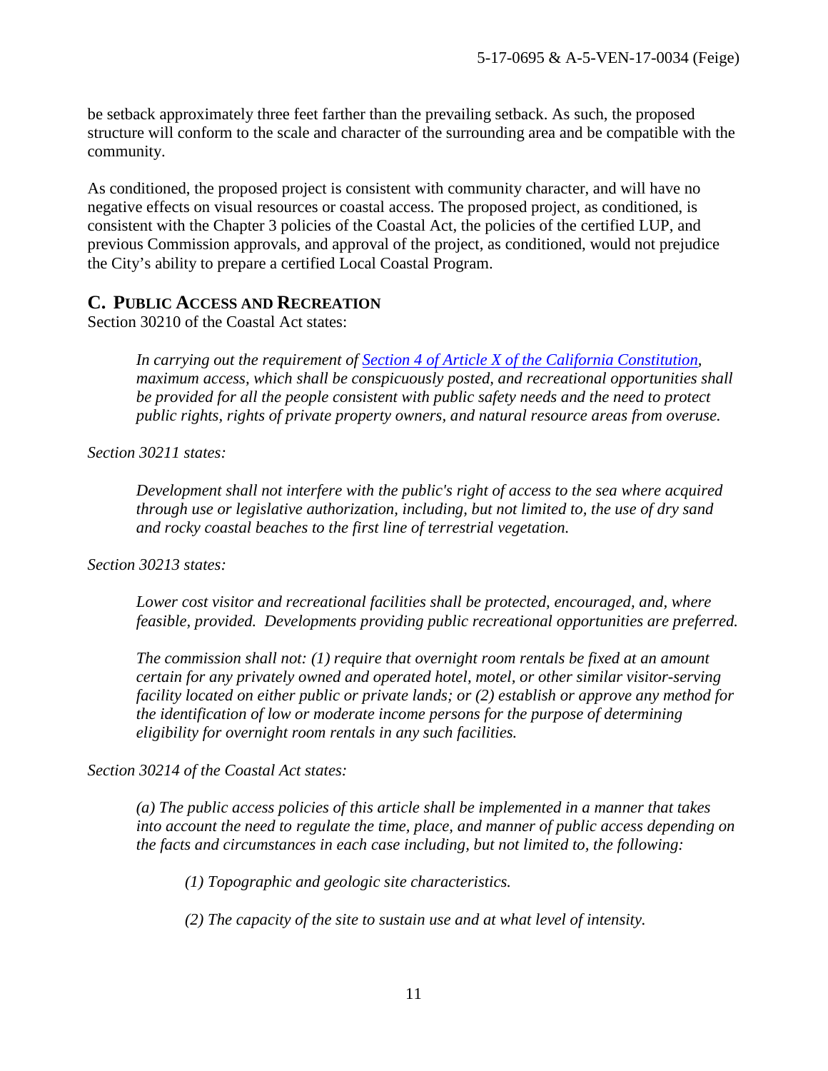be setback approximately three feet farther than the prevailing setback. As such, the proposed structure will conform to the scale and character of the surrounding area and be compatible with the community.

As conditioned, the proposed project is consistent with community character, and will have no negative effects on visual resources or coastal access. The proposed project, as conditioned, is consistent with the Chapter 3 policies of the Coastal Act, the policies of the certified LUP, and previous Commission approvals, and approval of the project, as conditioned, would not prejudice the City's ability to prepare a certified Local Coastal Program.

## C. PUBLIC ACCESS AND RECREATION

Section 30210 of the Coastal Act states:

> *In carrying out the requirement of Section 4 of Article X of the California Constitution, maximum access, which shall be conspicuously posted, and recreational opportunities shall be provided for all the people consistent with public safety needs and the need to protect public rights, rights of private property owners, and natural resource areas from overuse.*

*Section 30211 states:*

> *Development shall not interfere with the public's right of access to the sea where acquired through use or legislative authorization, including, but not limited to, the use of dry sand and rocky coastal beaches to the first line of terrestrial vegetation.*

*Section 30213 states:*

> *Lower cost visitor and recreational facilities shall be protected, encouraged, and, where feasible, provided. Developments providing public recreational opportunities are preferred.*
>
> *The commission shall not: (1) require that overnight room rentals be fixed at an amount certain for any privately owned and operated hotel, motel, or other similar visitor-serving facility located on either public or private lands; or (2) establish or approve any method for the identification of low or moderate income persons for the purpose of determining eligibility for overnight room rentals in any such facilities.*

*Section 30214 of the Coastal Act states:*

> *(a) The public access policies of this article shall be implemented in a manner that takes into account the need to regulate the time, place, and manner of public access depending on the facts and circumstances in each case including, but not limited to, the following:*
>
> > *(1) Topographic and geologic site characteristics.*
> >
> > *(2) The capacity of the site to sustain use and at what level of intensity.*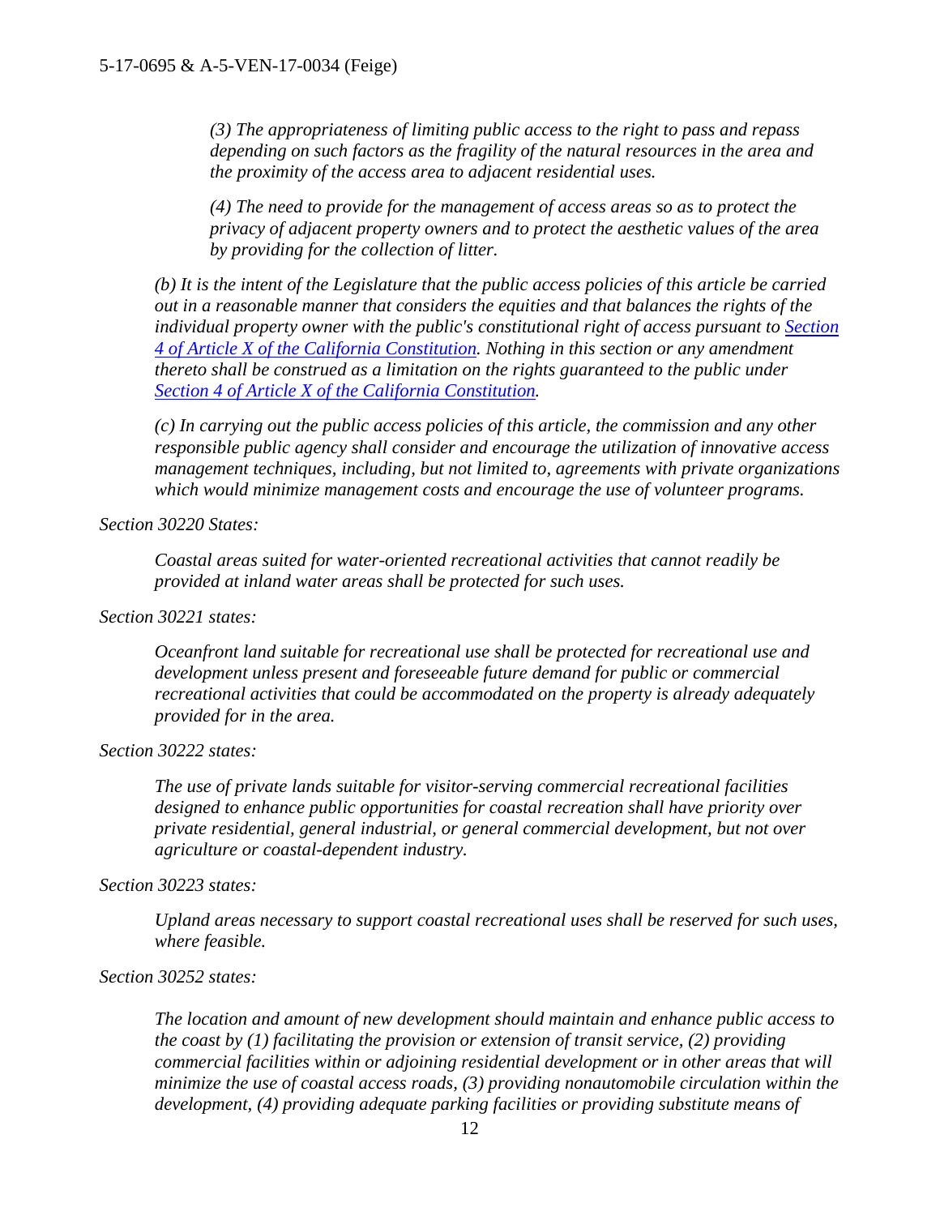*(3) The appropriateness of limiting public access to the right to pass and repass depending on such factors as the fragility of the natural resources in the area and the proximity of the access area to adjacent residential uses.*

*(4) The need to provide for the management of access areas so as to protect the privacy of adjacent property owners and to protect the aesthetic values of the area by providing for the collection of litter.*

*(b) It is the intent of the Legislature that the public access policies of this article be carried out in a reasonable manner that considers the equities and that balances the rights of the individual property owner with the public's constitutional right of access pursuant to Section 4 of Article X of the California Constitution. Nothing in this section or any amendment thereto shall be construed as a limitation on the rights guaranteed to the public under Section 4 of Article X of the California Constitution.*

*(c) In carrying out the public access policies of this article, the commission and any other responsible public agency shall consider and encourage the utilization of innovative access management techniques, including, but not limited to, agreements with private organizations which would minimize management costs and encourage the use of volunteer programs.*

*Section 30220 States:*

*Coastal areas suited for water-oriented recreational activities that cannot readily be provided at inland water areas shall be protected for such uses.*

*Section 30221 states:*

*Oceanfront land suitable for recreational use shall be protected for recreational use and development unless present and foreseeable future demand for public or commercial recreational activities that could be accommodated on the property is already adequately provided for in the area.*

*Section 30222 states:*

*The use of private lands suitable for visitor-serving commercial recreational facilities designed to enhance public opportunities for coastal recreation shall have priority over private residential, general industrial, or general commercial development, but not over agriculture or coastal-dependent industry.*

*Section 30223 states:*

*Upland areas necessary to support coastal recreational uses shall be reserved for such uses, where feasible.*

*Section 30252 states:*

*The location and amount of new development should maintain and enhance public access to the coast by (1) facilitating the provision or extension of transit service, (2) providing commercial facilities within or adjoining residential development or in other areas that will minimize the use of coastal access roads, (3) providing nonautomobile circulation within the development, (4) providing adequate parking facilities or providing substitute means of*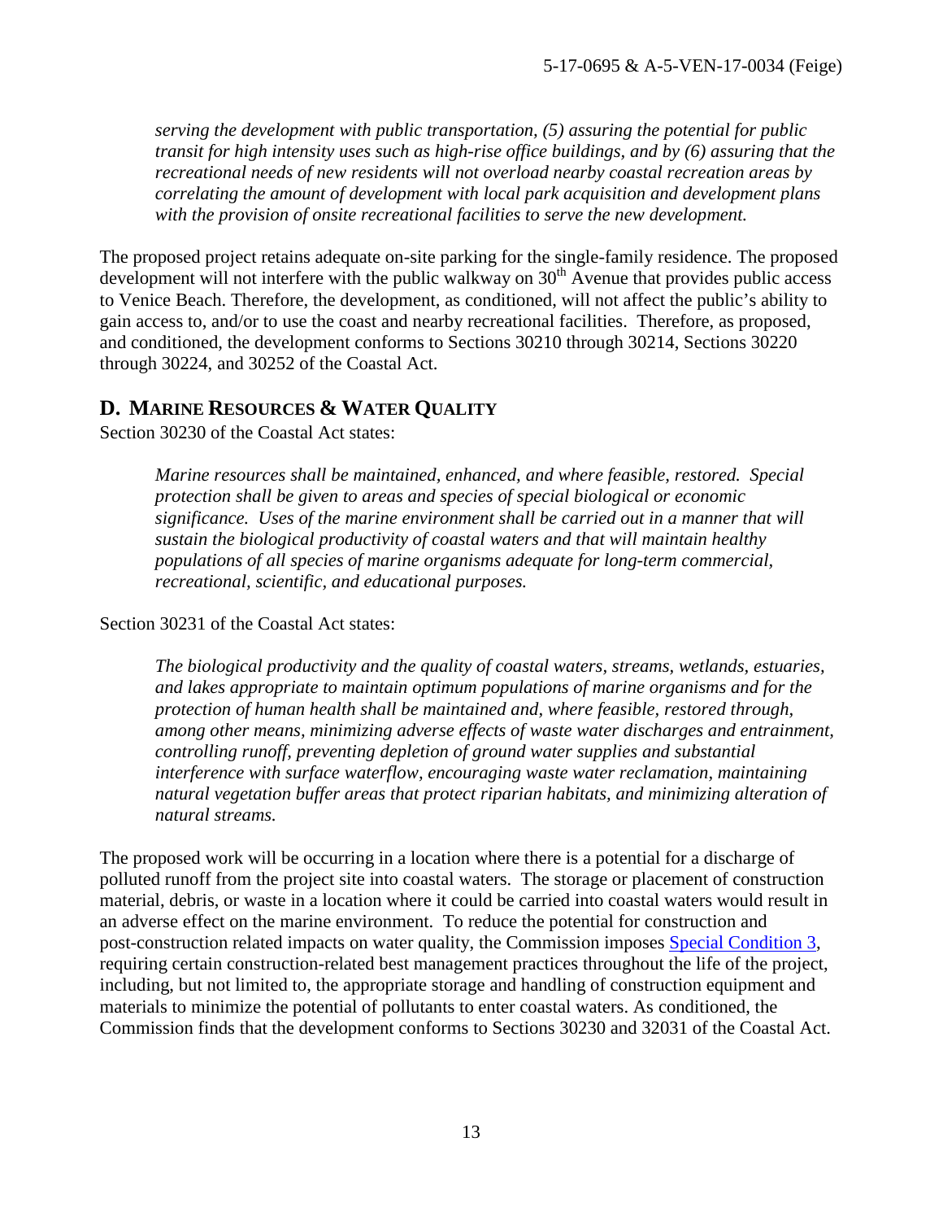*serving the development with public transportation, (5) assuring the potential for public transit for high intensity uses such as high-rise office buildings, and by (6) assuring that the recreational needs of new residents will not overload nearby coastal recreation areas by correlating the amount of development with local park acquisition and development plans with the provision of onsite recreational facilities to serve the new development.*

The proposed project retains adequate on-site parking for the single-family residence. The proposed development will not interfere with the public walkway on 30th Avenue that provides public access to Venice Beach. Therefore, the development, as conditioned, will not affect the public's ability to gain access to, and/or to use the coast and nearby recreational facilities. Therefore, as proposed, and conditioned, the development conforms to Sections 30210 through 30214, Sections 30220 through 30224, and 30252 of the Coastal Act.

## D. MARINE RESOURCES & WATER QUALITY

Section 30230 of the Coastal Act states:

> *Marine resources shall be maintained, enhanced, and where feasible, restored. Special protection shall be given to areas and species of special biological or economic significance. Uses of the marine environment shall be carried out in a manner that will sustain the biological productivity of coastal waters and that will maintain healthy populations of all species of marine organisms adequate for long-term commercial, recreational, scientific, and educational purposes.*

Section 30231 of the Coastal Act states:

> *The biological productivity and the quality of coastal waters, streams, wetlands, estuaries, and lakes appropriate to maintain optimum populations of marine organisms and for the protection of human health shall be maintained and, where feasible, restored through, among other means, minimizing adverse effects of waste water discharges and entrainment, controlling runoff, preventing depletion of ground water supplies and substantial interference with surface waterflow, encouraging waste water reclamation, maintaining natural vegetation buffer areas that protect riparian habitats, and minimizing alteration of natural streams.*

The proposed work will be occurring in a location where there is a potential for a discharge of polluted runoff from the project site into coastal waters. The storage or placement of construction material, debris, or waste in a location where it could be carried into coastal waters would result in an adverse effect on the marine environment. To reduce the potential for construction and post-construction related impacts on water quality, the Commission imposes Special Condition 3, requiring certain construction-related best management practices throughout the life of the project, including, but not limited to, the appropriate storage and handling of construction equipment and materials to minimize the potential of pollutants to enter coastal waters. As conditioned, the Commission finds that the development conforms to Sections 30230 and 32031 of the Coastal Act.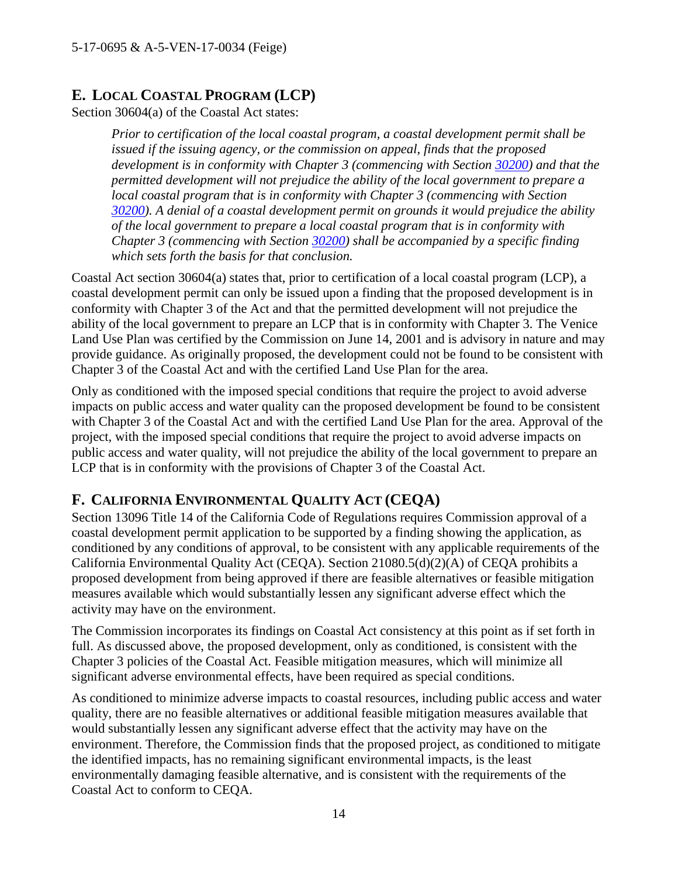## E. LOCAL COASTAL PROGRAM (LCP)

Section 30604(a) of the Coastal Act states:

> *Prior to certification of the local coastal program, a coastal development permit shall be issued if the issuing agency, or the commission on appeal, finds that the proposed development is in conformity with Chapter 3 (commencing with Section 30200) and that the permitted development will not prejudice the ability of the local government to prepare a local coastal program that is in conformity with Chapter 3 (commencing with Section 30200). A denial of a coastal development permit on grounds it would prejudice the ability of the local government to prepare a local coastal program that is in conformity with Chapter 3 (commencing with Section 30200) shall be accompanied by a specific finding which sets forth the basis for that conclusion.*

Coastal Act section 30604(a) states that, prior to certification of a local coastal program (LCP), a coastal development permit can only be issued upon a finding that the proposed development is in conformity with Chapter 3 of the Act and that the permitted development will not prejudice the ability of the local government to prepare an LCP that is in conformity with Chapter 3. The Venice Land Use Plan was certified by the Commission on June 14, 2001 and is advisory in nature and may provide guidance. As originally proposed, the development could not be found to be consistent with Chapter 3 of the Coastal Act and with the certified Land Use Plan for the area.

Only as conditioned with the imposed special conditions that require the project to avoid adverse impacts on public access and water quality can the proposed development be found to be consistent with Chapter 3 of the Coastal Act and with the certified Land Use Plan for the area. Approval of the project, with the imposed special conditions that require the project to avoid adverse impacts on public access and water quality, will not prejudice the ability of the local government to prepare an LCP that is in conformity with the provisions of Chapter 3 of the Coastal Act.

## F. CALIFORNIA ENVIRONMENTAL QUALITY ACT (CEQA)

Section 13096 Title 14 of the California Code of Regulations requires Commission approval of a coastal development permit application to be supported by a finding showing the application, as conditioned by any conditions of approval, to be consistent with any applicable requirements of the California Environmental Quality Act (CEQA). Section 21080.5(d)(2)(A) of CEQA prohibits a proposed development from being approved if there are feasible alternatives or feasible mitigation measures available which would substantially lessen any significant adverse effect which the activity may have on the environment.

The Commission incorporates its findings on Coastal Act consistency at this point as if set forth in full. As discussed above, the proposed development, only as conditioned, is consistent with the Chapter 3 policies of the Coastal Act. Feasible mitigation measures, which will minimize all significant adverse environmental effects, have been required as special conditions.

As conditioned to minimize adverse impacts to coastal resources, including public access and water quality, there are no feasible alternatives or additional feasible mitigation measures available that would substantially lessen any significant adverse effect that the activity may have on the environment. Therefore, the Commission finds that the proposed project, as conditioned to mitigate the identified impacts, has no remaining significant environmental impacts, is the least environmentally damaging feasible alternative, and is consistent with the requirements of the Coastal Act to conform to CEQA.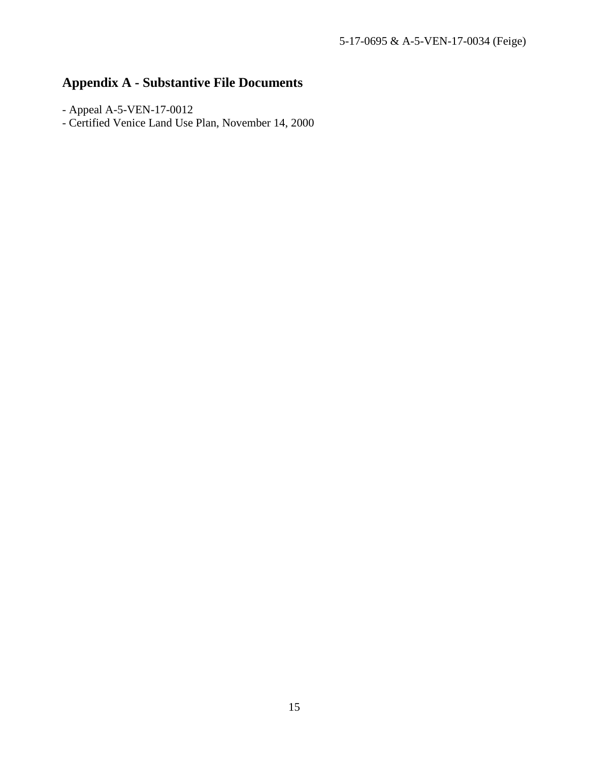## Appendix A - Substantive File Documents

- Appeal A-5-VEN-17-0012
- Certified Venice Land Use Plan, November 14, 2000